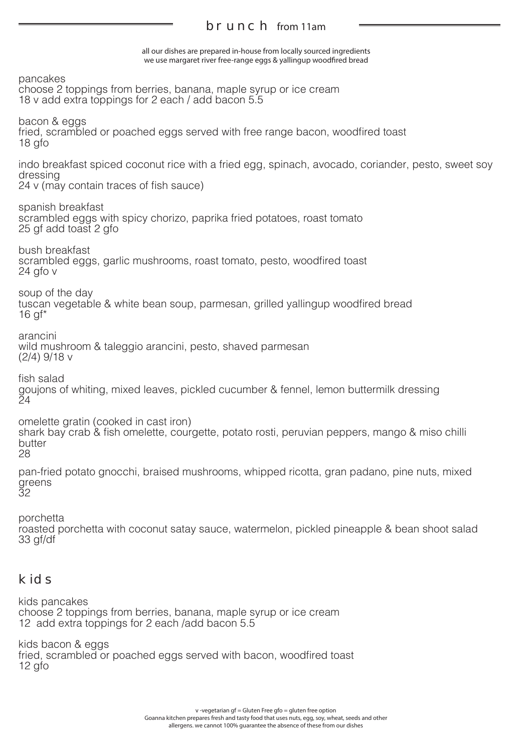## brunch from 11am

all our dishes are prepared in-house from locally sourced ingredients
we use margaret river free-range eggs & yallingup woodfired bread

pancakes
choose 2 toppings from berries, banana, maple syrup or ice cream
18 v add extra toppings for 2 each / add bacon 5.5

bacon & eggs
fried, scrambled or poached eggs served with free range bacon, woodfired toast
18 gfo

indo breakfast spiced coconut rice with a fried egg, spinach, avocado, coriander, pesto, sweet soy dressing
24 v (may contain traces of fish sauce)

spanish breakfast
scrambled eggs with spicy chorizo, paprika fried potatoes, roast tomato
25 gf add toast 2 gfo

bush breakfast
scrambled eggs, garlic mushrooms, roast tomato, pesto, woodfired toast
24 gfo v

soup of the day
tuscan vegetable & white bean soup, parmesan, grilled yallingup woodfired bread
16 gf*

arancini
wild mushroom & taleggio arancini, pesto, shaved parmesan
(2/4) 9/18 v

fish salad
goujons of whiting, mixed leaves, pickled cucumber & fennel, lemon buttermilk dressing
24

omelette gratin (cooked in cast iron)
shark bay crab & fish omelette, courgette, potato rosti, peruvian peppers, mango & miso chilli butter
28

pan-fried potato gnocchi, braised mushrooms, whipped ricotta, gran padano, pine nuts, mixed greens
32

porchetta
roasted porchetta with coconut satay sauce, watermelon, pickled pineapple & bean shoot salad
33 gf/df

## kids

kids pancakes
choose 2 toppings from berries, banana, maple syrup or ice cream
12 add extra toppings for 2 each /add bacon 5.5

kids bacon & eggs
fried, scrambled or poached eggs served with bacon, woodfired toast
12 gfo

v -vegetarian gf = Gluten Free gfo = gluten free option
Goanna kitchen prepares fresh and tasty food that uses nuts, egg, soy, wheat, seeds and other allergens. we cannot 100% guarantee the absence of these from our dishes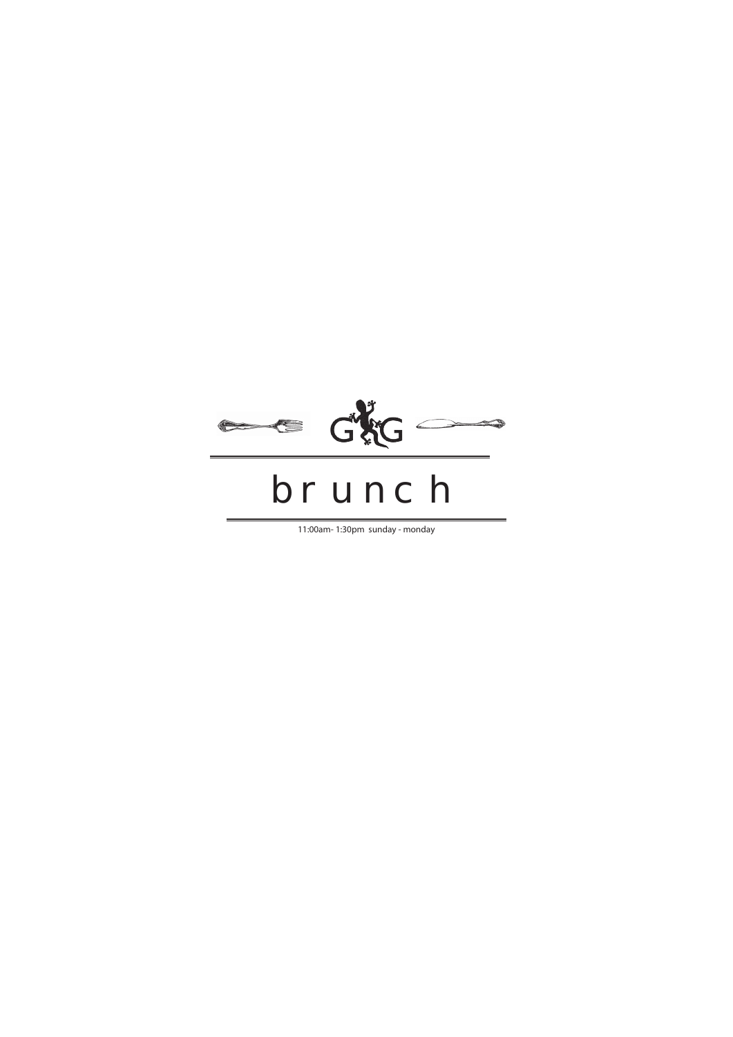G G

# b r u n c h

11:00am- 1:30pm sunday - monday